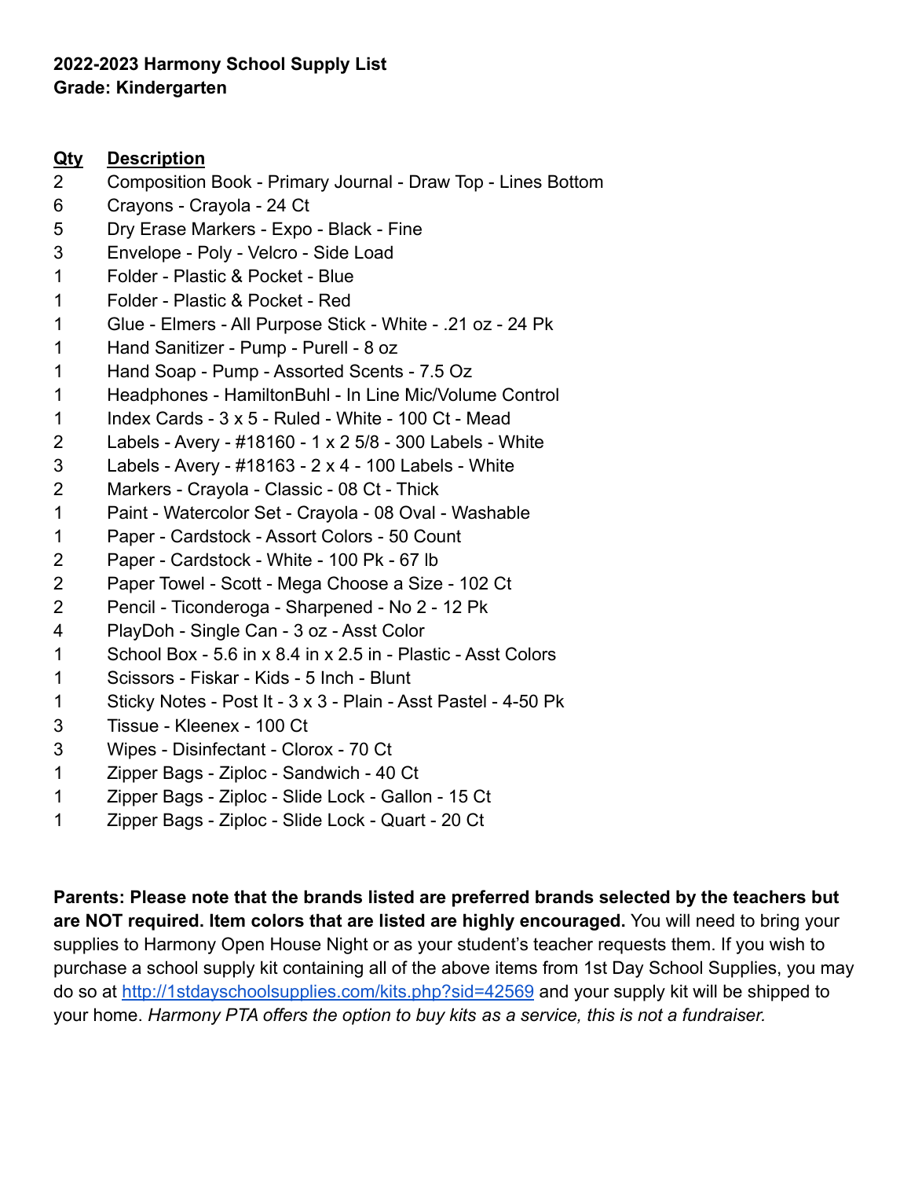**2022-2023 Harmony School Supply List**
**Grade: Kindergarten**

| Qty | Description |
|---|---|
| 2 | Composition Book - Primary Journal - Draw Top - Lines Bottom |
| 6 | Crayons - Crayola - 24 Ct |
| 5 | Dry Erase Markers - Expo - Black - Fine |
| 3 | Envelope - Poly - Velcro - Side Load |
| 1 | Folder - Plastic & Pocket - Blue |
| 1 | Folder - Plastic & Pocket - Red |
| 1 | Glue - Elmers - All Purpose Stick - White - .21 oz - 24 Pk |
| 1 | Hand Sanitizer - Pump - Purell - 8 oz |
| 1 | Hand Soap - Pump - Assorted Scents - 7.5 Oz |
| 1 | Headphones - HamiltonBuhl - In Line Mic/Volume Control |
| 1 | Index Cards - 3 x 5 - Ruled - White - 100 Ct - Mead |
| 2 | Labels - Avery - #18160 - 1 x 2 5/8 - 300 Labels - White |
| 3 | Labels - Avery - #18163 - 2 x 4 - 100 Labels - White |
| 2 | Markers - Crayola - Classic - 08 Ct - Thick |
| 1 | Paint - Watercolor Set - Crayola - 08 Oval - Washable |
| 1 | Paper - Cardstock - Assort Colors - 50 Count |
| 2 | Paper - Cardstock - White - 100 Pk - 67 lb |
| 2 | Paper Towel - Scott - Mega Choose a Size - 102 Ct |
| 2 | Pencil - Ticonderoga - Sharpened - No 2 - 12 Pk |
| 4 | PlayDoh - Single Can - 3 oz - Asst Color |
| 1 | School Box - 5.6 in x 8.4 in x 2.5 in - Plastic - Asst Colors |
| 1 | Scissors - Fiskar - Kids - 5 Inch - Blunt |
| 1 | Sticky Notes - Post It - 3 x 3 - Plain - Asst Pastel - 4-50 Pk |
| 3 | Tissue - Kleenex - 100 Ct |
| 3 | Wipes - Disinfectant - Clorox - 70 Ct |
| 1 | Zipper Bags - Ziploc - Sandwich - 40 Ct |
| 1 | Zipper Bags - Ziploc - Slide Lock - Gallon - 15 Ct |
| 1 | Zipper Bags - Ziploc - Slide Lock - Quart - 20 Ct |

**Parents: Please note that the brands listed are preferred brands selected by the teachers but are NOT required. Item colors that are listed are highly encouraged.** You will need to bring your supplies to Harmony Open House Night or as your student's teacher requests them. If you wish to purchase a school supply kit containing all of the above items from 1st Day School Supplies, you may do so at http://1stdayschoolsupplies.com/kits.php?sid=42569 and your supply kit will be shipped to your home. *Harmony PTA offers the option to buy kits as a service, this is not a fundraiser.*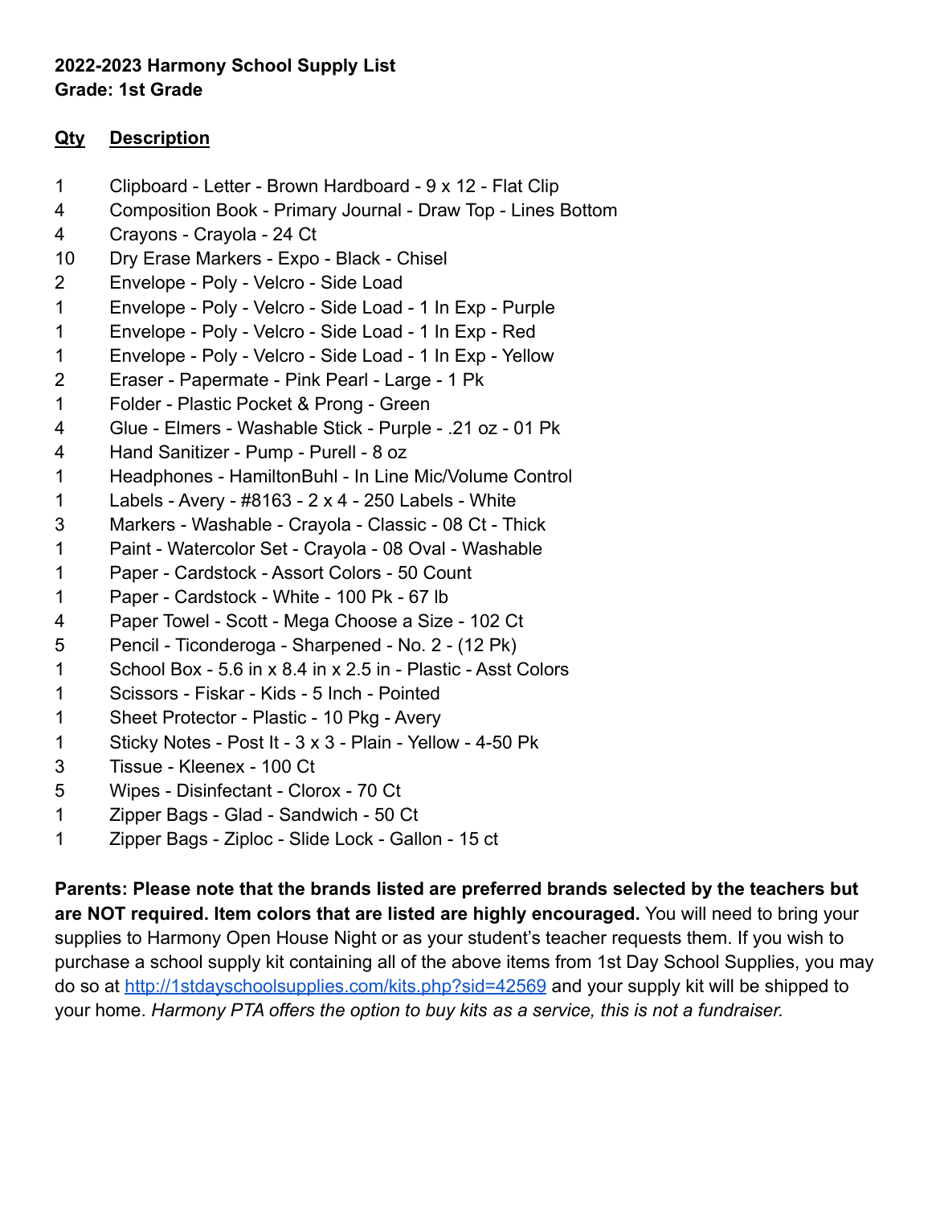**2022-2023 Harmony School Supply List**
**Grade: 1st Grade**

| Qty | Description |
|---|---|
| 1 | Clipboard - Letter - Brown Hardboard - 9 x 12 - Flat Clip |
| 4 | Composition Book - Primary Journal - Draw Top - Lines Bottom |
| 4 | Crayons - Crayola - 24 Ct |
| 10 | Dry Erase Markers - Expo - Black - Chisel |
| 2 | Envelope - Poly - Velcro - Side Load |
| 1 | Envelope - Poly - Velcro - Side Load - 1 In Exp - Purple |
| 1 | Envelope - Poly - Velcro - Side Load - 1 In Exp - Red |
| 1 | Envelope - Poly - Velcro - Side Load - 1 In Exp - Yellow |
| 2 | Eraser - Papermate - Pink Pearl - Large - 1 Pk |
| 1 | Folder - Plastic Pocket & Prong - Green |
| 4 | Glue - Elmers - Washable Stick - Purple - .21 oz - 01 Pk |
| 4 | Hand Sanitizer - Pump - Purell - 8 oz |
| 1 | Headphones - HamiltonBuhl - In Line Mic/Volume Control |
| 1 | Labels - Avery - #8163 - 2 x 4 - 250 Labels - White |
| 3 | Markers - Washable - Crayola - Classic - 08 Ct - Thick |
| 1 | Paint - Watercolor Set - Crayola - 08 Oval - Washable |
| 1 | Paper - Cardstock - Assort Colors - 50 Count |
| 1 | Paper - Cardstock - White - 100 Pk - 67 lb |
| 4 | Paper Towel - Scott - Mega Choose a Size - 102 Ct |
| 5 | Pencil - Ticonderoga - Sharpened - No. 2 - (12 Pk) |
| 1 | School Box - 5.6 in x 8.4 in x 2.5 in - Plastic - Asst Colors |
| 1 | Scissors - Fiskar - Kids - 5 Inch - Pointed |
| 1 | Sheet Protector - Plastic - 10 Pkg - Avery |
| 1 | Sticky Notes - Post It - 3 x 3 - Plain - Yellow - 4-50 Pk |
| 3 | Tissue - Kleenex - 100 Ct |
| 5 | Wipes - Disinfectant - Clorox - 70 Ct |
| 1 | Zipper Bags - Glad - Sandwich - 50 Ct |
| 1 | Zipper Bags - Ziploc - Slide Lock - Gallon - 15 ct |

**Parents: Please note that the brands listed are preferred brands selected by the teachers but are NOT required. Item colors that are listed are highly encouraged.** You will need to bring your supplies to Harmony Open House Night or as your student's teacher requests them. If you wish to purchase a school supply kit containing all of the above items from 1st Day School Supplies, you may do so at http://1stdayschoolsupplies.com/kits.php?sid=42569 and your supply kit will be shipped to your home. *Harmony PTA offers the option to buy kits as a service, this is not a fundraiser.*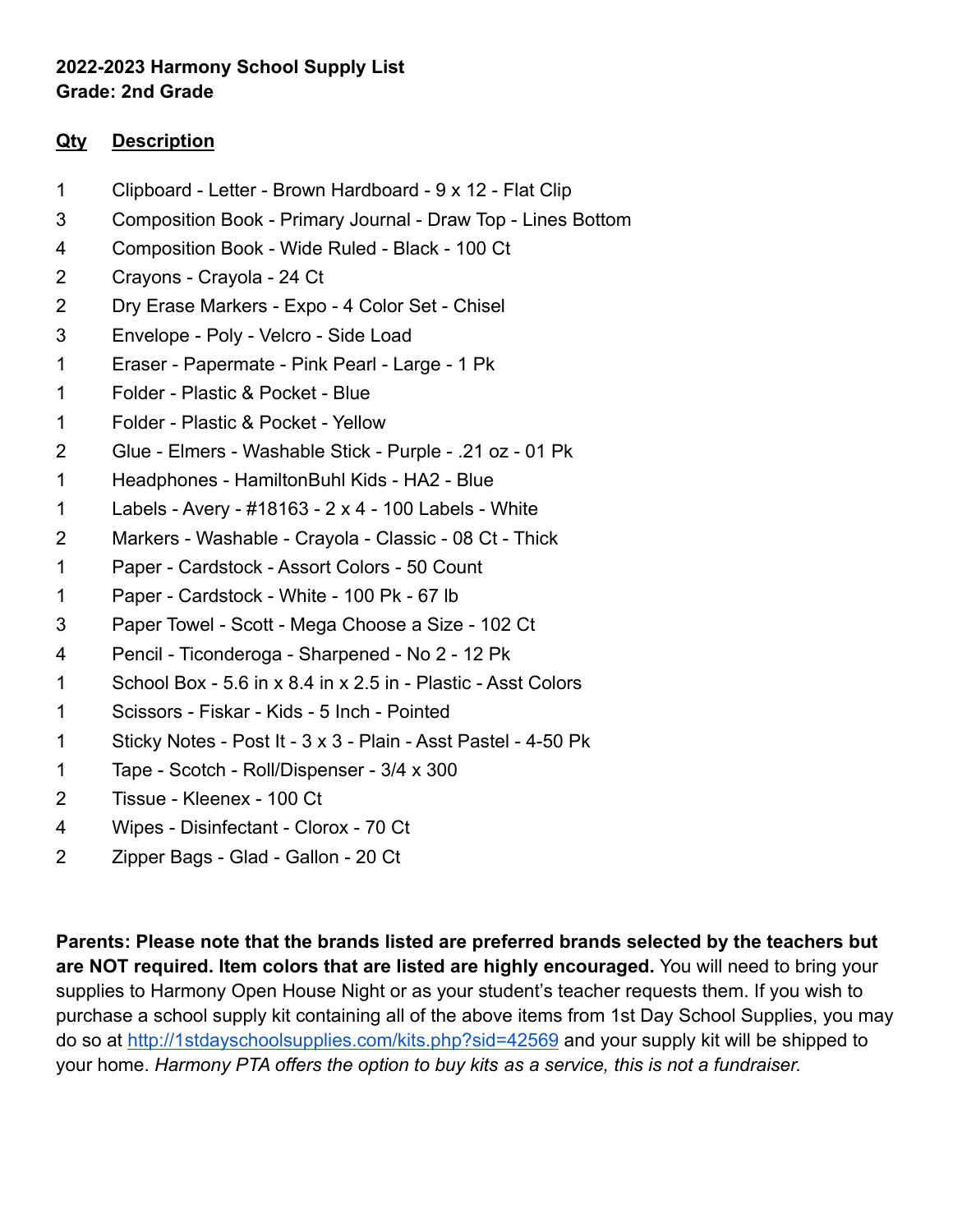**2022-2023 Harmony School Supply List**
**Grade: 2nd Grade**

| Qty | Description |
|---|---|
| 1 | Clipboard - Letter - Brown Hardboard - 9 x 12 - Flat Clip |
| 3 | Composition Book - Primary Journal - Draw Top - Lines Bottom |
| 4 | Composition Book - Wide Ruled - Black - 100 Ct |
| 2 | Crayons - Crayola - 24 Ct |
| 2 | Dry Erase Markers - Expo - 4 Color Set - Chisel |
| 3 | Envelope - Poly - Velcro - Side Load |
| 1 | Eraser - Papermate - Pink Pearl - Large - 1 Pk |
| 1 | Folder - Plastic & Pocket - Blue |
| 1 | Folder - Plastic & Pocket - Yellow |
| 2 | Glue - Elmers - Washable Stick - Purple - .21 oz - 01 Pk |
| 1 | Headphones - HamiltonBuhl Kids - HA2 - Blue |
| 1 | Labels - Avery - #18163 - 2 x 4 - 100 Labels - White |
| 2 | Markers - Washable - Crayola - Classic - 08 Ct - Thick |
| 1 | Paper - Cardstock - Assort Colors - 50 Count |
| 1 | Paper - Cardstock - White - 100 Pk - 67 lb |
| 3 | Paper Towel - Scott - Mega Choose a Size - 102 Ct |
| 4 | Pencil - Ticonderoga - Sharpened - No 2 - 12 Pk |
| 1 | School Box - 5.6 in x 8.4 in x 2.5 in - Plastic - Asst Colors |
| 1 | Scissors - Fiskar - Kids - 5 Inch - Pointed |
| 1 | Sticky Notes - Post It - 3 x 3 - Plain - Asst Pastel - 4-50 Pk |
| 1 | Tape - Scotch - Roll/Dispenser - 3/4 x 300 |
| 2 | Tissue - Kleenex - 100 Ct |
| 4 | Wipes - Disinfectant - Clorox - 70 Ct |
| 2 | Zipper Bags - Glad - Gallon - 20 Ct |

**Parents: Please note that the brands listed are preferred brands selected by the teachers but are NOT required. Item colors that are listed are highly encouraged.** You will need to bring your supplies to Harmony Open House Night or as your student's teacher requests them. If you wish to purchase a school supply kit containing all of the above items from 1st Day School Supplies, you may do so at http://1stdayschoolsupplies.com/kits.php?sid=42569 and your supply kit will be shipped to your home. *Harmony PTA offers the option to buy kits as a service, this is not a fundraiser.*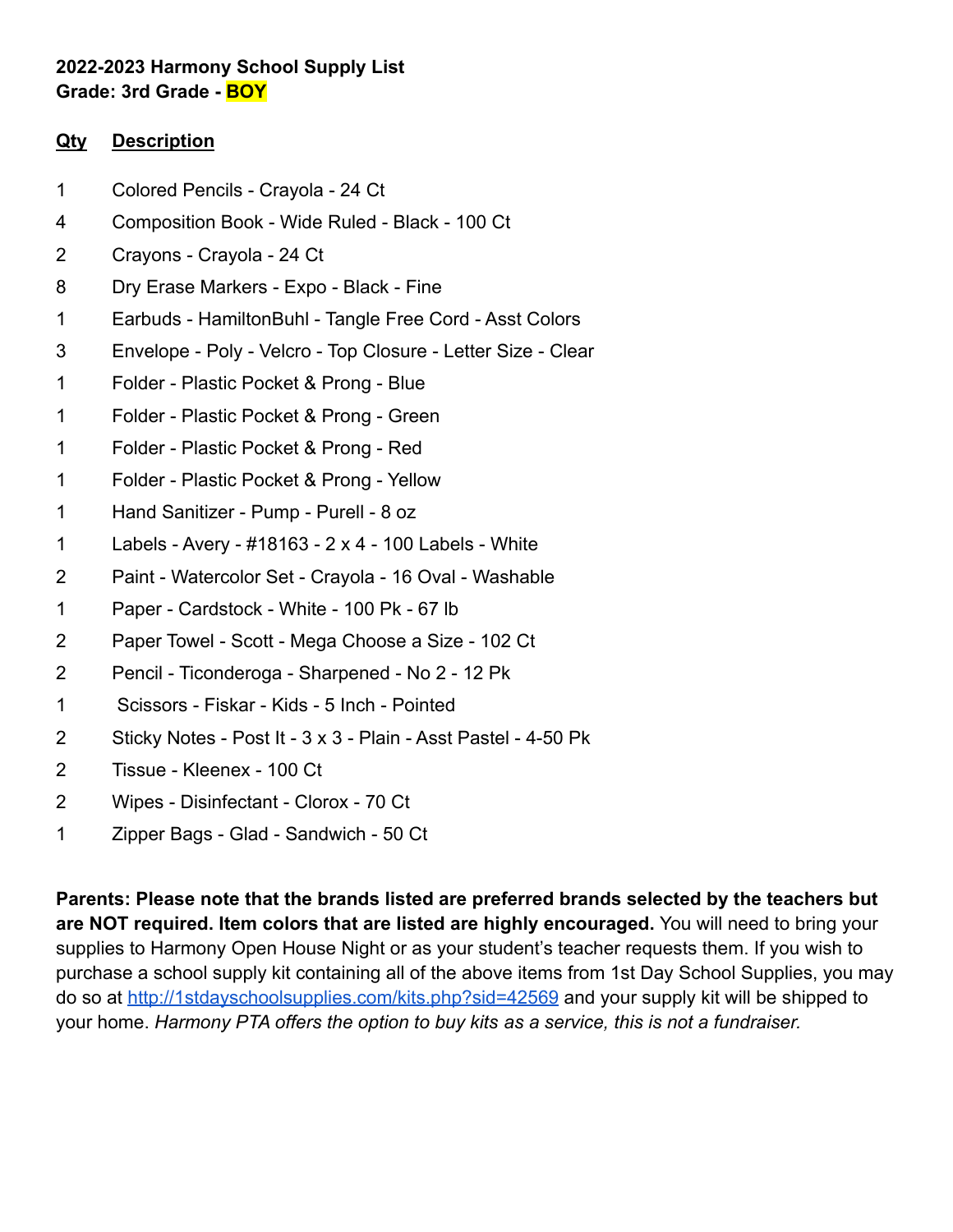**2022-2023 Harmony School Supply List**
**Grade: 3rd Grade - BOY**

| Qty | Description |
|---|---|
| 1 | Colored Pencils - Crayola - 24 Ct |
| 4 | Composition Book - Wide Ruled - Black - 100 Ct |
| 2 | Crayons - Crayola - 24 Ct |
| 8 | Dry Erase Markers - Expo - Black - Fine |
| 1 | Earbuds - HamiltonBuhl - Tangle Free Cord - Asst Colors |
| 3 | Envelope - Poly - Velcro - Top Closure - Letter Size - Clear |
| 1 | Folder - Plastic Pocket & Prong - Blue |
| 1 | Folder - Plastic Pocket & Prong - Green |
| 1 | Folder - Plastic Pocket & Prong - Red |
| 1 | Folder - Plastic Pocket & Prong - Yellow |
| 1 | Hand Sanitizer - Pump - Purell - 8 oz |
| 1 | Labels - Avery - #18163 - 2 x 4 - 100 Labels - White |
| 2 | Paint - Watercolor Set - Crayola - 16 Oval - Washable |
| 1 | Paper - Cardstock - White - 100 Pk - 67 lb |
| 2 | Paper Towel - Scott - Mega Choose a Size - 102 Ct |
| 2 | Pencil - Ticonderoga - Sharpened - No 2 - 12 Pk |
| 1 | Scissors - Fiskar - Kids - 5 Inch - Pointed |
| 2 | Sticky Notes - Post It - 3 x 3 - Plain - Asst Pastel - 4-50 Pk |
| 2 | Tissue - Kleenex - 100 Ct |
| 2 | Wipes - Disinfectant - Clorox - 70 Ct |
| 1 | Zipper Bags - Glad - Sandwich - 50 Ct |

**Parents: Please note that the brands listed are preferred brands selected by the teachers but are NOT required. Item colors that are listed are highly encouraged.** You will need to bring your supplies to Harmony Open House Night or as your student's teacher requests them. If you wish to purchase a school supply kit containing all of the above items from 1st Day School Supplies, you may do so at http://1stdayschoolsupplies.com/kits.php?sid=42569 and your supply kit will be shipped to your home. *Harmony PTA offers the option to buy kits as a service, this is not a fundraiser.*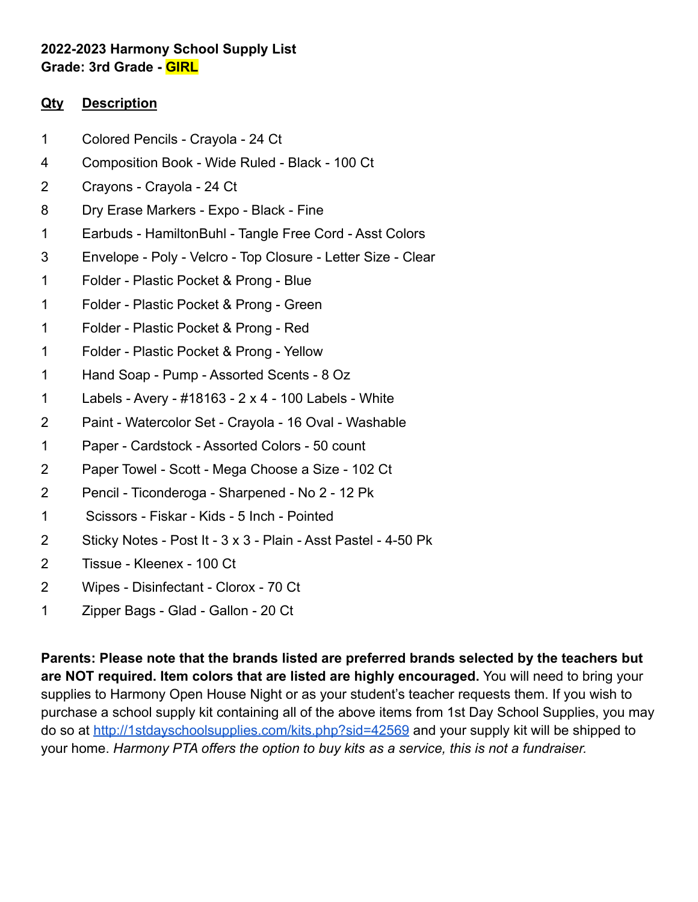**2022-2023 Harmony School Supply List**
**Grade: 3rd Grade - GIRL**

| Qty | Description |
|---|---|
| 1 | Colored Pencils - Crayola - 24 Ct |
| 4 | Composition Book - Wide Ruled - Black - 100 Ct |
| 2 | Crayons - Crayola - 24 Ct |
| 8 | Dry Erase Markers - Expo - Black - Fine |
| 1 | Earbuds - HamiltonBuhl - Tangle Free Cord - Asst Colors |
| 3 | Envelope - Poly - Velcro - Top Closure - Letter Size - Clear |
| 1 | Folder - Plastic Pocket & Prong - Blue |
| 1 | Folder - Plastic Pocket & Prong - Green |
| 1 | Folder - Plastic Pocket & Prong - Red |
| 1 | Folder - Plastic Pocket & Prong - Yellow |
| 1 | Hand Soap - Pump - Assorted Scents - 8 Oz |
| 1 | Labels - Avery - #18163 - 2 x 4 - 100 Labels - White |
| 2 | Paint - Watercolor Set - Crayola - 16 Oval - Washable |
| 1 | Paper - Cardstock - Assorted Colors - 50 count |
| 2 | Paper Towel - Scott - Mega Choose a Size - 102 Ct |
| 2 | Pencil - Ticonderoga - Sharpened - No 2 - 12 Pk |
| 1 | Scissors - Fiskar - Kids - 5 Inch - Pointed |
| 2 | Sticky Notes - Post It - 3 x 3 - Plain - Asst Pastel - 4-50 Pk |
| 2 | Tissue - Kleenex - 100 Ct |
| 2 | Wipes - Disinfectant - Clorox - 70 Ct |
| 1 | Zipper Bags - Glad - Gallon - 20 Ct |

**Parents: Please note that the brands listed are preferred brands selected by the teachers but are NOT required. Item colors that are listed are highly encouraged.** You will need to bring your supplies to Harmony Open House Night or as your student's teacher requests them. If you wish to purchase a school supply kit containing all of the above items from 1st Day School Supplies, you may do so at http://1stdayschoolsupplies.com/kits.php?sid=42569 and your supply kit will be shipped to your home. *Harmony PTA offers the option to buy kits as a service, this is not a fundraiser.*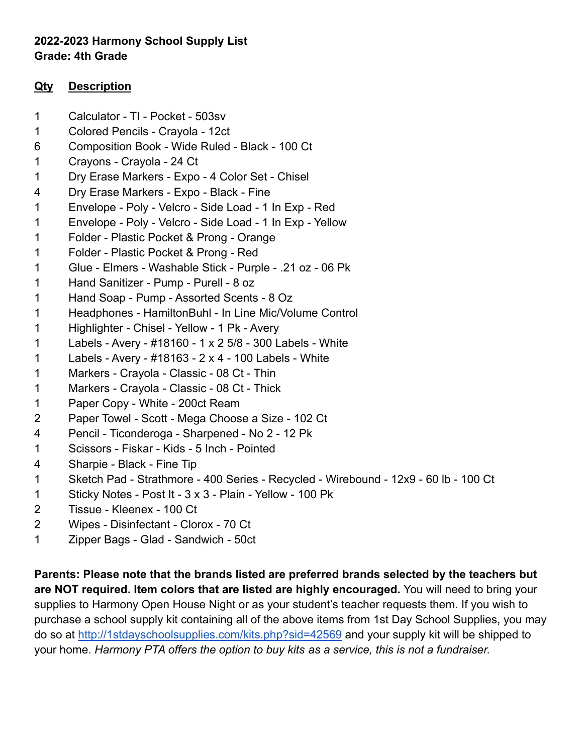**2022-2023 Harmony School Supply List**
**Grade: 4th Grade**

| Qty | Description |
|---|---|
| 1 | Calculator - TI - Pocket - 503sv |
| 1 | Colored Pencils - Crayola - 12ct |
| 6 | Composition Book - Wide Ruled - Black - 100 Ct |
| 1 | Crayons - Crayola - 24 Ct |
| 1 | Dry Erase Markers - Expo - 4 Color Set - Chisel |
| 4 | Dry Erase Markers - Expo - Black - Fine |
| 1 | Envelope - Poly - Velcro - Side Load - 1 In Exp - Red |
| 1 | Envelope - Poly - Velcro - Side Load - 1 In Exp - Yellow |
| 1 | Folder - Plastic Pocket & Prong - Orange |
| 1 | Folder - Plastic Pocket & Prong - Red |
| 1 | Glue - Elmers - Washable Stick - Purple - .21 oz - 06 Pk |
| 1 | Hand Sanitizer - Pump - Purell - 8 oz |
| 1 | Hand Soap - Pump - Assorted Scents - 8 Oz |
| 1 | Headphones - HamiltonBuhl - In Line Mic/Volume Control |
| 1 | Highlighter - Chisel - Yellow - 1 Pk - Avery |
| 1 | Labels - Avery - #18160 - 1 x 2 5/8 - 300 Labels - White |
| 1 | Labels - Avery - #18163 - 2 x 4 - 100 Labels - White |
| 1 | Markers - Crayola - Classic - 08 Ct - Thin |
| 1 | Markers - Crayola - Classic - 08 Ct - Thick |
| 1 | Paper Copy - White - 200ct Ream |
| 2 | Paper Towel - Scott - Mega Choose a Size - 102 Ct |
| 4 | Pencil - Ticonderoga - Sharpened - No 2 - 12 Pk |
| 1 | Scissors - Fiskar - Kids - 5 Inch - Pointed |
| 4 | Sharpie - Black - Fine Tip |
| 1 | Sketch Pad - Strathmore - 400 Series - Recycled - Wirebound - 12x9 - 60 lb - 100 Ct |
| 1 | Sticky Notes - Post It - 3 x 3 - Plain - Yellow - 100 Pk |
| 2 | Tissue - Kleenex - 100 Ct |
| 2 | Wipes - Disinfectant - Clorox - 70 Ct |
| 1 | Zipper Bags - Glad - Sandwich - 50ct |

**Parents: Please note that the brands listed are preferred brands selected by the teachers but are NOT required. Item colors that are listed are highly encouraged.** You will need to bring your supplies to Harmony Open House Night or as your student's teacher requests them. If you wish to purchase a school supply kit containing all of the above items from 1st Day School Supplies, you may do so at http://1stdayschoolsupplies.com/kits.php?sid=42569 and your supply kit will be shipped to your home. *Harmony PTA offers the option to buy kits as a service, this is not a fundraiser.*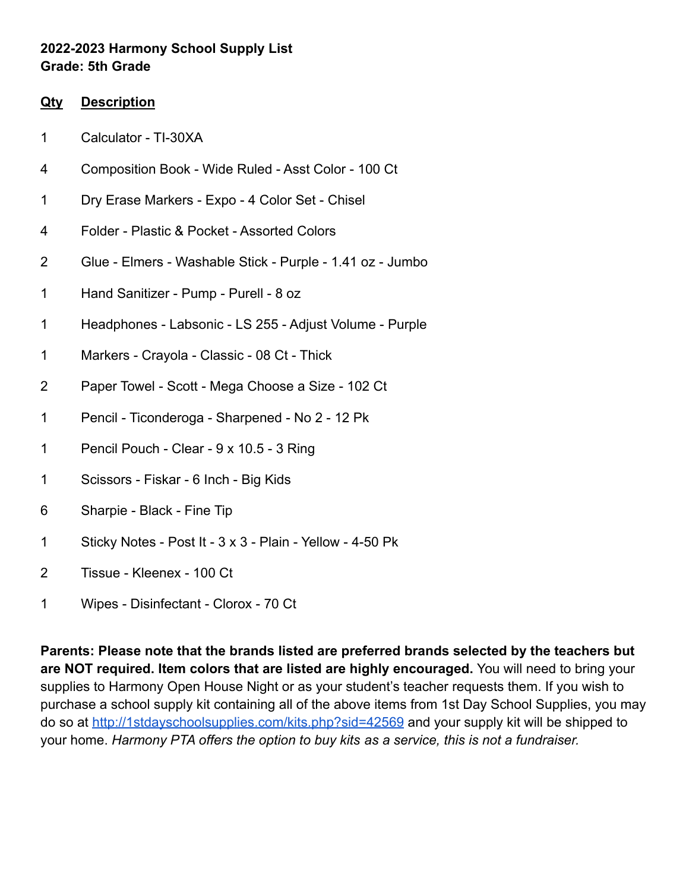**2022-2023 Harmony School Supply List**
**Grade: 5th Grade**

| Qty | Description |
|---|---|
| 1 | Calculator - TI-30XA |
| 4 | Composition Book - Wide Ruled - Asst Color - 100 Ct |
| 1 | Dry Erase Markers - Expo - 4 Color Set - Chisel |
| 4 | Folder - Plastic & Pocket - Assorted Colors |
| 2 | Glue - Elmers - Washable Stick - Purple - 1.41 oz - Jumbo |
| 1 | Hand Sanitizer - Pump - Purell - 8 oz |
| 1 | Headphones - Labsonic - LS 255 - Adjust Volume - Purple |
| 1 | Markers - Crayola - Classic - 08 Ct - Thick |
| 2 | Paper Towel - Scott - Mega Choose a Size - 102 Ct |
| 1 | Pencil - Ticonderoga - Sharpened - No 2 - 12 Pk |
| 1 | Pencil Pouch - Clear - 9 x 10.5 - 3 Ring |
| 1 | Scissors - Fiskar - 6 Inch - Big Kids |
| 6 | Sharpie - Black - Fine Tip |
| 1 | Sticky Notes - Post It - 3 x 3 - Plain - Yellow - 4-50 Pk |
| 2 | Tissue - Kleenex - 100 Ct |
| 1 | Wipes - Disinfectant - Clorox - 70 Ct |

**Parents: Please note that the brands listed are preferred brands selected by the teachers but are NOT required. Item colors that are listed are highly encouraged.** You will need to bring your supplies to Harmony Open House Night or as your student's teacher requests them. If you wish to purchase a school supply kit containing all of the above items from 1st Day School Supplies, you may do so at [http://1stdayschoolsupplies.com/kits.php?sid=42569](http://1stdayschoolsupplies.com/kits.php?sid=42569) and your supply kit will be shipped to your home. *Harmony PTA offers the option to buy kits as a service, this is not a fundraiser.*